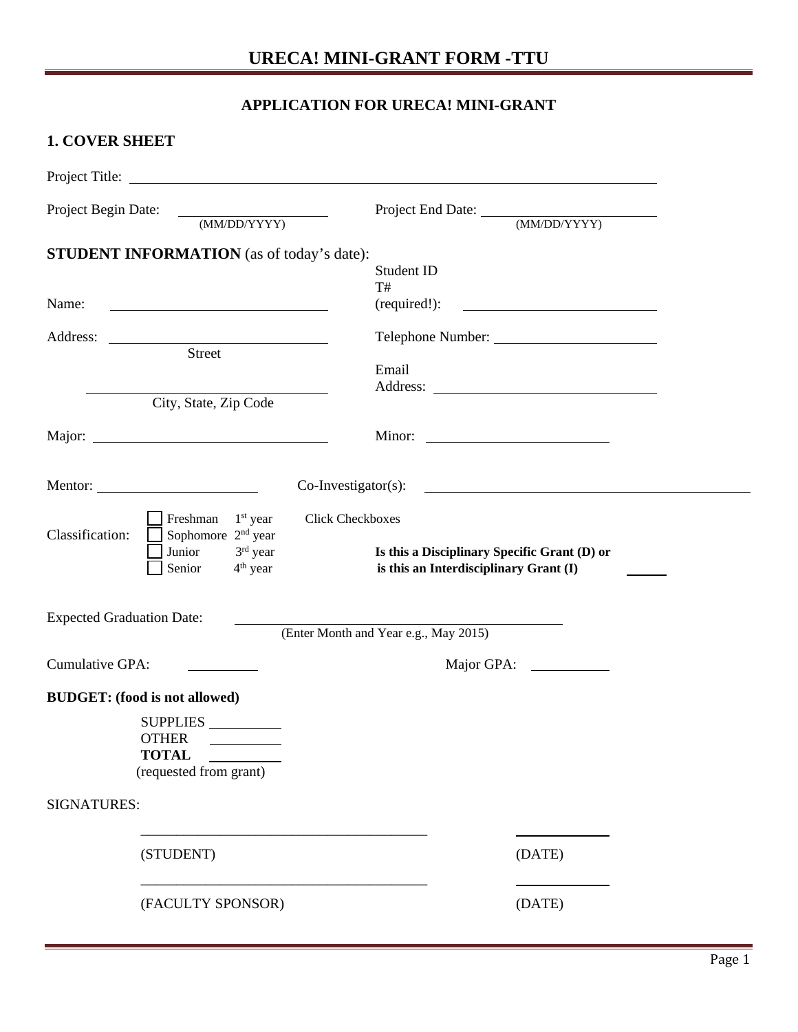# UREC A! MINI-GRANT FORM -TTU

## APPLICATION FOR URECA! MINI-GRANT

### 1. COVER SHEET

Project Title: ______________________________

Project Begin Date: ______________ (MM/DD/YYYY)    Project End Date: ______________ (MM/DD/YYYY)

**STUDENT INFORMATION** (as of today's date):

Name: ______________________    Student ID T# (required!): ______________________

Address: ______________________ Street    Telephone Number: ______________________

______________________ City, State, Zip Code    Email Address: ______________________

Major: ______________________    Minor: ______________________

Mentor: ______________________    Co-Investigator(s): ______________________

Classification:
- ☐ Freshman 1st year
- ☐ Sophomore 2nd year
- ☐ Junior 3rd year
- ☐ Senior 4th year

Click Checkboxes

**Is this a Disciplinary Specific Grant (D) or is this an Interdisciplinary Grant (I)** ______

Expected Graduation Date: ______________________ (Enter Month and Year e.g., May 2015)

Cumulative GPA: __________    Major GPA: __________

**BUDGET: (food is not allowed)**

SUPPLIES __________
OTHER __________
**TOTAL** __________
(requested from grant)

SIGNATURES:

______________________________________    ______________
(STUDENT)    (DATE)

______________________________________    ______________
(FACULTY SPONSOR)    (DATE)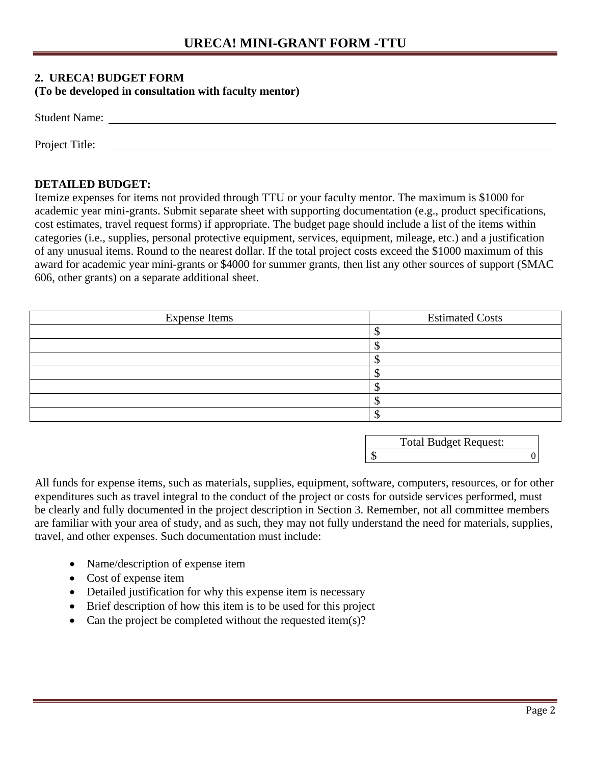# UREÇA! MINI-GRANT FORM -TTU

**2. URECA! BUDGET FORM**
**(To be developed in consultation with faculty mentor)**

Student Name: ______________________________________________

Project Title: ______________________________________________

**DETAILED BUDGET:**
Itemize expenses for items not provided through TTU or your faculty mentor. The maximum is $1000 for academic year mini-grants. Submit separate sheet with supporting documentation (e.g., product specifications, cost estimates, travel request forms) if appropriate. The budget page should include a list of the items within categories (i.e., supplies, personal protective equipment, services, equipment, mileage, etc.) and a justification of any unusual items. Round to the nearest dollar. If the total project costs exceed the $1000 maximum of this award for academic year mini-grants or $4000 for summer grants, then list any other sources of support (SMAC 606, other grants) on a separate additional sheet.

| Expense Items | Estimated Costs |
|---|---|
| | $ |
| | $ |
| | $ |
| | $ |
| | $ |
| | $ |
| | $ |

| Total Budget Request: |
|---|
| $ 0 |

All funds for expense items, such as materials, supplies, equipment, software, computers, resources, or for other expenditures such as travel integral to the conduct of the project or costs for outside services performed, must be clearly and fully documented in the project description in Section 3. Remember, not all committee members are familiar with your area of study, and as such, they may not fully understand the need for materials, supplies, travel, and other expenses. Such documentation must include:

- Name/description of expense item
- Cost of expense item
- Detailed justification for why this expense item is necessary
- Brief description of how this item is to be used for this project
- Can the project be completed without the requested item(s)?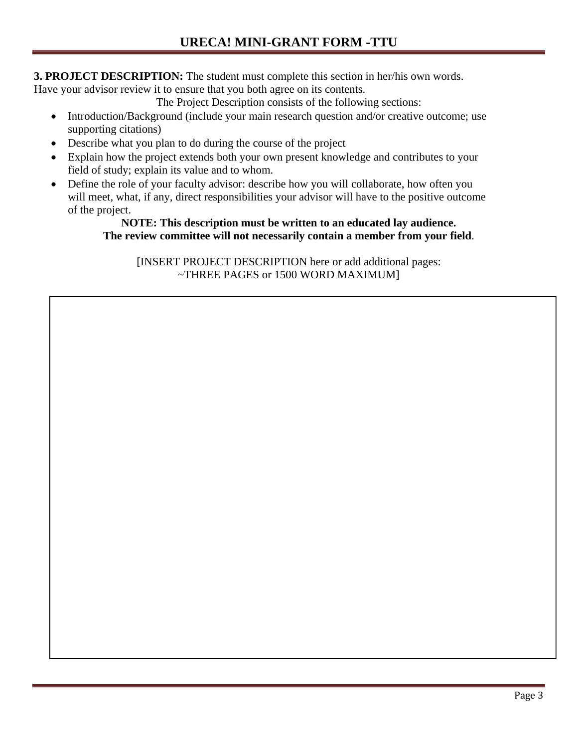**3. PROJECT DESCRIPTION:** The student must complete this section in her/his own words. Have your advisor review it to ensure that you both agree on its contents.

The Project Description consists of the following sections:

- Introduction/Background (include your main research question and/or creative outcome; use supporting citations)
- Describe what you plan to do during the course of the project
- Explain how the project extends both your own present knowledge and contributes to your field of study; explain its value and to whom.
- Define the role of your faculty advisor: describe how you will collaborate, how often you will meet, what, if any, direct responsibilities your advisor will have to the positive outcome of the project.

**NOTE: This description must be written to an educated lay audience.**
**The review committee will not necessarily contain a member from your field**.

[INSERT PROJECT DESCRIPTION here or add additional pages:
~THREE PAGES or 1500 WORD MAXIMUM]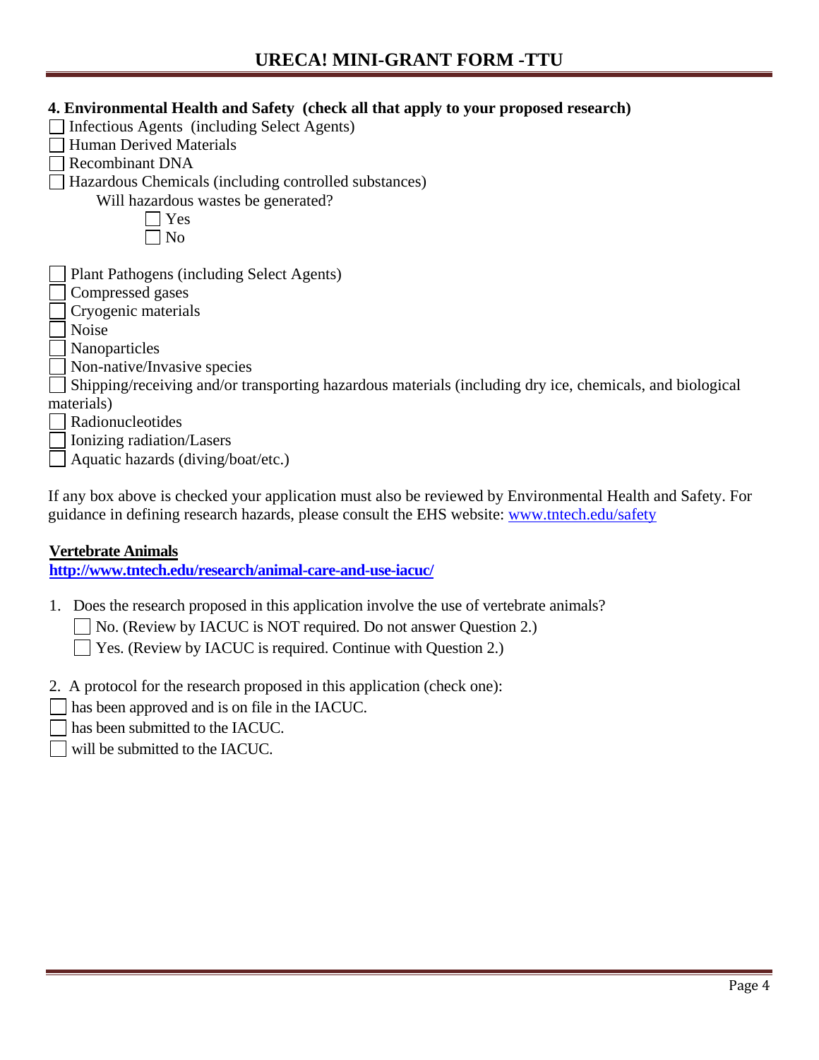**4. Environmental Health and Safety (check all that apply to your proposed research)**

- ☐ Infectious Agents (including Select Agents)
- ☐ Human Derived Materials
- ☐ Recombinant DNA
- ☐ Hazardous Chemicals (including controlled substances)
  - Will hazardous wastes be generated?
    - ☐ Yes
    - ☐ No
- ☐ Plant Pathogens (including Select Agents)
- ☐ Compressed gases
- ☐ Cryogenic materials
- ☐ Noise
- ☐ Nanoparticles
- ☐ Non-native/Invasive species
- ☐ Shipping/receiving and/or transporting hazardous materials (including dry ice, chemicals, and biological materials)
- ☐ Radionucleotides
- ☐ Ionizing radiation/Lasers
- ☐ Aquatic hazards (diving/boat/etc.)

If any box above is checked your application must also be reviewed by Environmental Health and Safety. For guidance in defining research hazards, please consult the EHS website: [www.tntech.edu/safety](http://www.tntech.edu/safety)

**Vertebrate Animals**

**http://www.tntech.edu/research/animal-care-and-use-iacuc/**

1. Does the research proposed in this application involve the use of vertebrate animals?
   - ☐ No. (Review by IACUC is NOT required. Do not answer Question 2.)
   - ☐ Yes. (Review by IACUC is required. Continue with Question 2.)

2. A protocol for the research proposed in this application (check one):
   - ☐ has been approved and is on file in the IACUC.
   - ☐ has been submitted to the IACUC.
   - ☐ will be submitted to the IACUC.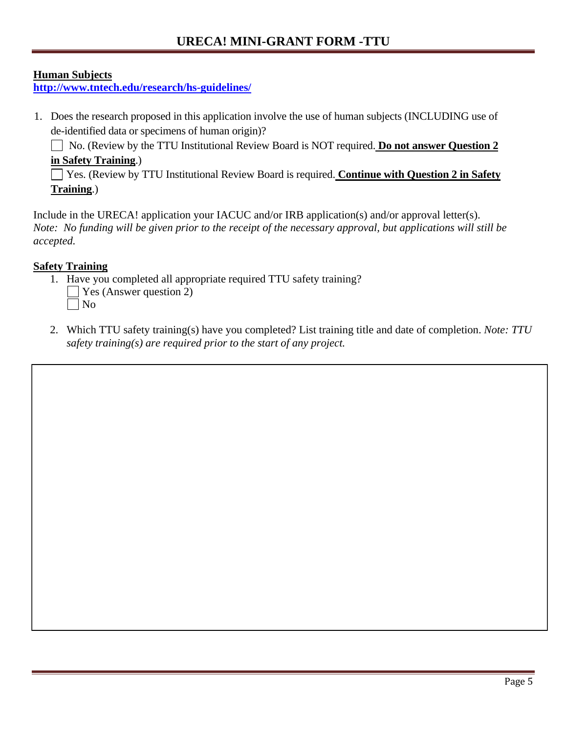# UREСA! MINI-GRANT FORM -TTU

**Human Subjects**
**http://www.tntech.edu/research/hs-guidelines/**

1. Does the research proposed in this application involve the use of human subjects (INCLUDING use of de-identified data or specimens of human origin)?

   ☐ No. (Review by the TTU Institutional Review Board is NOT required. **Do not answer Question 2 in Safety Training**.)

   ☐ Yes. (Review by TTU Institutional Review Board is required. **Continue with Question 2 in Safety Training**.)

Include in the URECA! application your IACUC and/or IRB application(s) and/or approval letter(s).
*Note: No funding will be given prior to the receipt of the necessary approval, but applications will still be accepted.*

**Safety Training**

1. Have you completed all appropriate required TTU safety training?

   ☐ Yes (Answer question 2)

   ☐ No

2. Which TTU safety training(s) have you completed? List training title and date of completion. *Note: TTU safety training(s) are required prior to the start of any project.*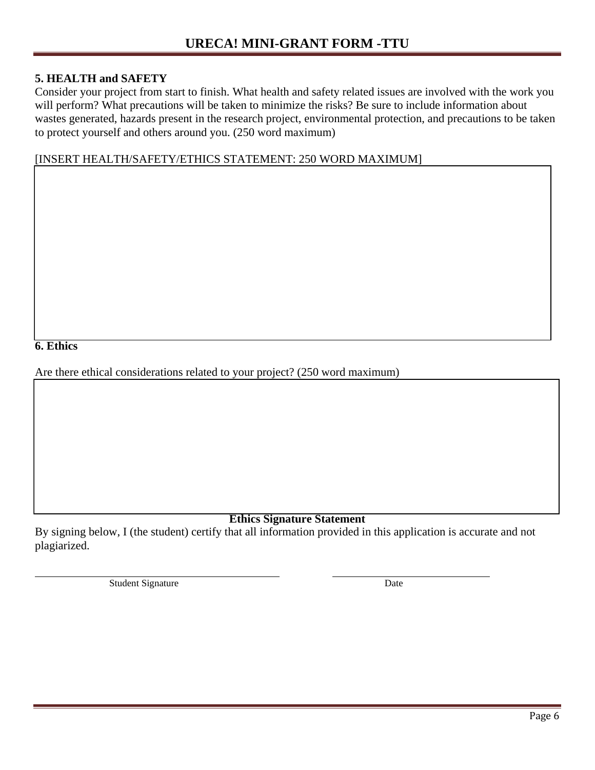## 5. HEALTH and SAFETY

Consider your project from start to finish. What health and safety related issues are involved with the work you will perform? What precautions will be taken to minimize the risks? Be sure to include information about wastes generated, hazards present in the research project, environmental protection, and precautions to be taken to protect yourself and others around you. (250 word maximum)

[INSERT HEALTH/SAFETY/ETHICS STATEMENT: 250 WORD MAXIMUM]

## 6. Ethics

Are there ethical considerations related to your project? (250 word maximum)

**Ethics Signature Statement**

By signing below, I (the student) certify that all information provided in this application is accurate and not plagiarized.

Student Signature ______________________ Date ______________________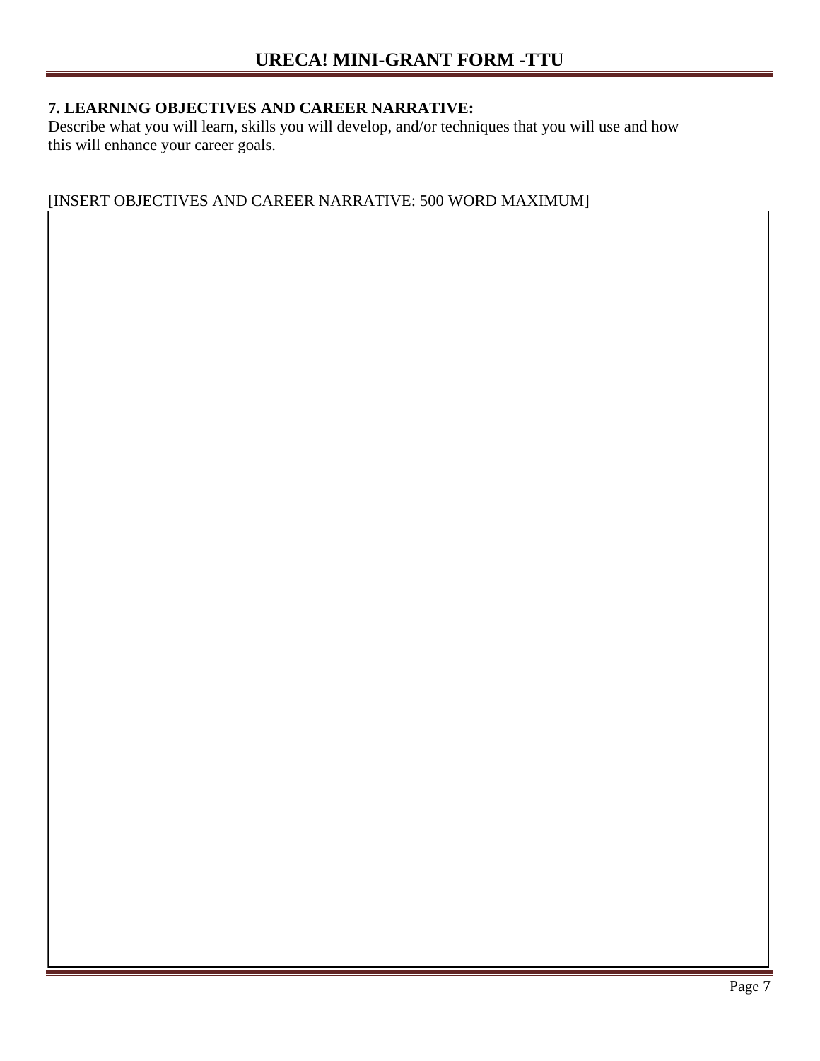# URECA! MINI-GRANT FORM -TTU

**7. LEARNING OBJECTIVES AND CAREER NARRATIVE:**

Describe what you will learn, skills you will develop, and/or techniques that you will use and how this will enhance your career goals.

[INSERT OBJECTIVES AND CAREER NARRATIVE: 500 WORD MAXIMUM]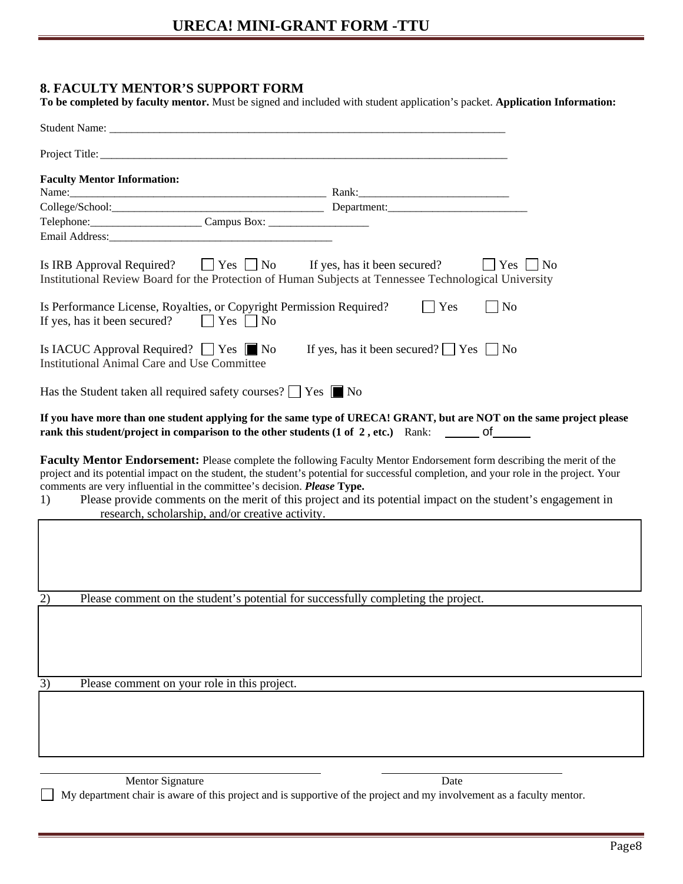# URECA! MINI-GRANT FORM -TTU

## 8. FACULTY MENTOR'S SUPPORT FORM

**To be completed by faculty mentor.** Must be signed and included with student application's packet. **Application Information:**

Student Name: ___________________________________________________________________________

Project Title: ___________________________________________________________________________

**Faculty Mentor Information:**

Name: _______________________________________________ Rank: ___________________________

College/School: _____________________________________ Department: _________________________

Telephone: ___________________ Campus Box: _________________

Email Address: ________________________________________

Is IRB Approval Required? ☐ Yes ☐ No If yes, has it been secured? ☐ Yes ☐ No
Institutional Review Board for the Protection of Human Subjects at Tennessee Technological University

Is Performance License, Royalties, or Copyright Permission Required? ☐ Yes ☐ No
If yes, has it been secured? ☐ Yes ☐ No

Is IACUC Approval Required? ☐ Yes ■ No If yes, has it been secured? ☐ Yes ☐ No
Institutional Animal Care and Use Committee

Has the Student taken all required safety courses? ☐ Yes ■ No

**If you have more than one student applying for the same type of URECA! GRANT, but are NOT on the same project please rank this student/project in comparison to the other students (1 of 2 , etc.)** Rank: ______ of ______

**Faculty Mentor Endorsement:** Please complete the following Faculty Mentor Endorsement form describing the merit of the project and its potential impact on the student, the student's potential for successful completion, and your role in the project. Your comments are very influential in the committee's decision. ***Please* Type.**

1) Please provide comments on the merit of this project and its potential impact on the student's engagement in research, scholarship, and/or creative activity.

2) Please comment on the student's potential for successfully completing the project.

3) Please comment on your role in this project.

_______________________________________ _______________________

Mentor Signature Date

☐ My department chair is aware of this project and is supportive of the project and my involvement as a faculty mentor.